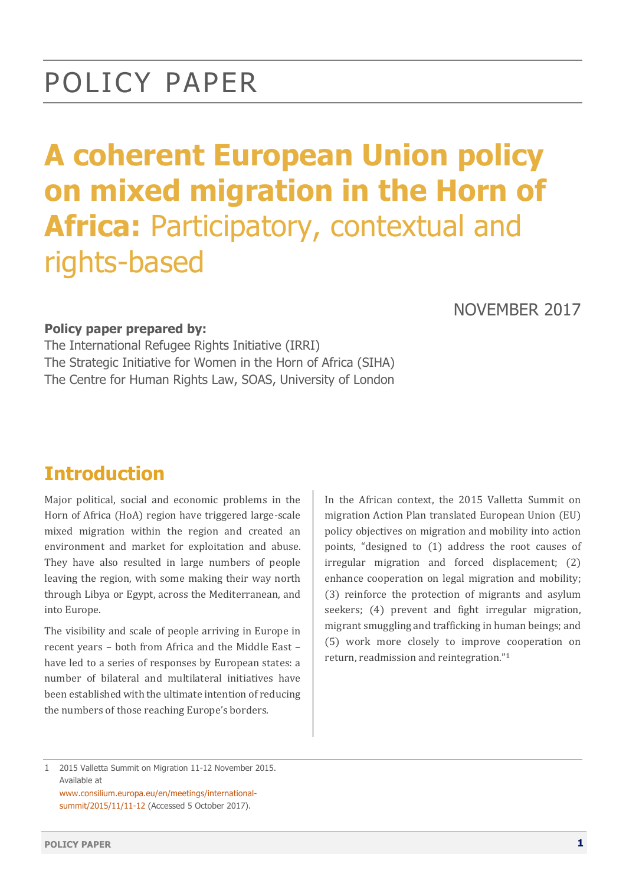# POLICY PAPER

# A coherent European Union policy on mixed migration in the Horn of Africa: Participatory, contextual and rights-based

NOVEMBER 2017

**Policy paper prepared by:**

The International Refugee Rights Initiative (IRRI)
The Strategic Initiative for Women in the Horn of Africa (SIHA)
The Centre for Human Rights Law, SOAS, University of London

## Introduction

Major political, social and economic problems in the Horn of Africa (HoA) region have triggered large-scale mixed migration within the region and created an environment and market for exploitation and abuse. They have also resulted in large numbers of people leaving the region, with some making their way north through Libya or Egypt, across the Mediterranean, and into Europe.

The visibility and scale of people arriving in Europe in recent years – both from Africa and the Middle East – have led to a series of responses by European states: a number of bilateral and multilateral initiatives have been established with the ultimate intention of reducing the numbers of those reaching Europe's borders.

In the African context, the 2015 Valletta Summit on migration Action Plan translated European Union (EU) policy objectives on migration and mobility into action points, "designed to (1) address the root causes of irregular migration and forced displacement; (2) enhance cooperation on legal migration and mobility; (3) reinforce the protection of migrants and asylum seekers; (4) prevent and fight irregular migration, migrant smuggling and trafficking in human beings; and (5) work more closely to improve cooperation on return, readmission and reintegration."[1]

---

1 2015 Valletta Summit on Migration 11-12 November 2015. Available at www.consilium.europa.eu/en/meetings/international-summit/2015/11/11-12 (Accessed 5 October 2017).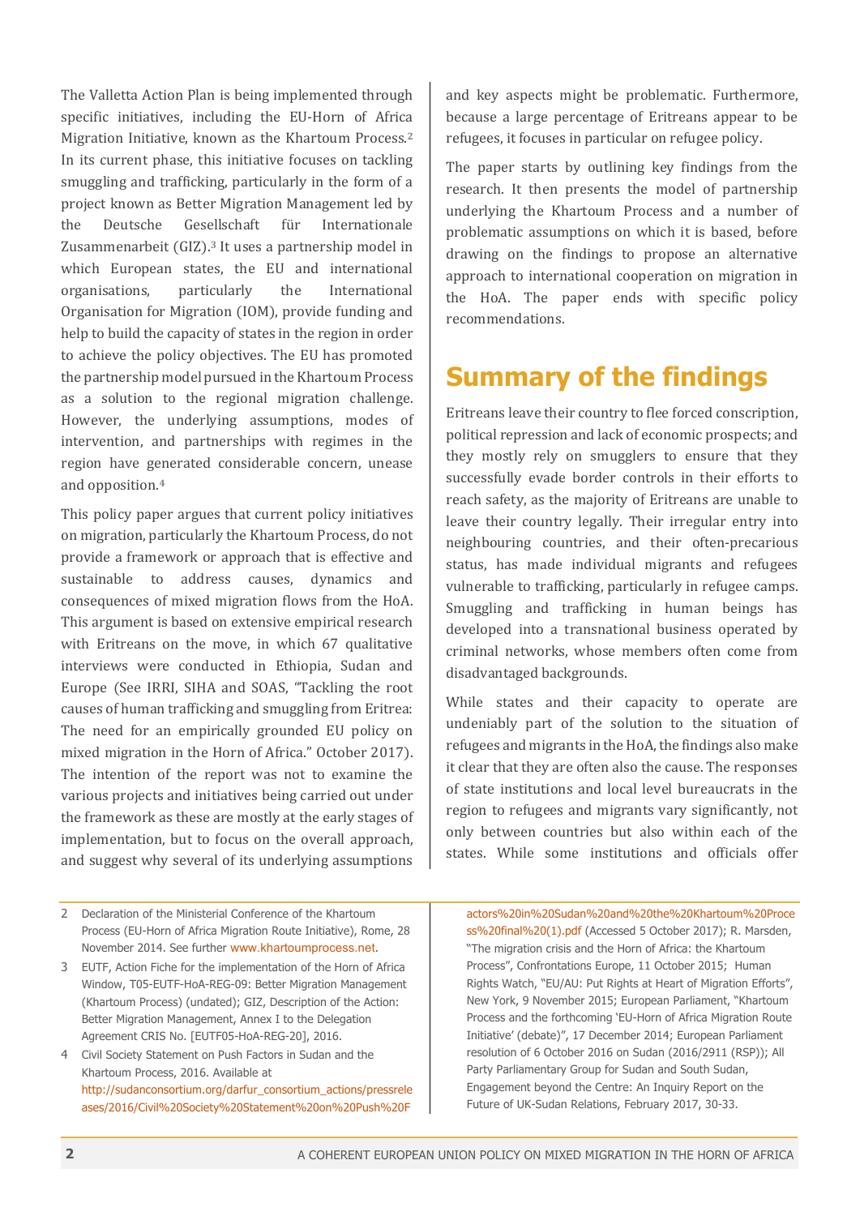The Valletta Action Plan is being implemented through specific initiatives, including the EU-Horn of Africa Migration Initiative, known as the Khartoum Process.[2] In its current phase, this initiative focuses on tackling smuggling and trafficking, particularly in the form of a project known as Better Migration Management led by the Deutsche Gesellschaft für Internationale Zusammenarbeit (GIZ).[3] It uses a partnership model in which European states, the EU and international organisations, particularly the International Organisation for Migration (IOM), provide funding and help to build the capacity of states in the region in order to achieve the policy objectives. The EU has promoted the partnership model pursued in the Khartoum Process as a solution to the regional migration challenge. However, the underlying assumptions, modes of intervention, and partnerships with regimes in the region have generated considerable concern, unease and opposition.[4]

This policy paper argues that current policy initiatives on migration, particularly the Khartoum Process, do not provide a framework or approach that is effective and sustainable to address causes, dynamics and consequences of mixed migration flows from the HoA. This argument is based on extensive empirical research with Eritreans on the move, in which 67 qualitative interviews were conducted in Ethiopia, Sudan and Europe (See IRRI, SIHA and SOAS, "Tackling the root causes of human trafficking and smuggling from Eritrea: The need for an empirically grounded EU policy on mixed migration in the Horn of Africa." October 2017). The intention of the report was not to examine the various projects and initiatives being carried out under the framework as these are mostly at the early stages of implementation, but to focus on the overall approach, and suggest why several of its underlying assumptions and key aspects might be problematic. Furthermore, because a large percentage of Eritreans appear to be refugees, it focuses in particular on refugee policy.

The paper starts by outlining key findings from the research. It then presents the model of partnership underlying the Khartoum Process and a number of problematic assumptions on which it is based, before drawing on the findings to propose an alternative approach to international cooperation on migration in the HoA. The paper ends with specific policy recommendations.

## Summary of the findings

Eritreans leave their country to flee forced conscription, political repression and lack of economic prospects; and they mostly rely on smugglers to ensure that they successfully evade border controls in their efforts to reach safety, as the majority of Eritreans are unable to leave their country legally. Their irregular entry into neighbouring countries, and their often-precarious status, has made individual migrants and refugees vulnerable to trafficking, particularly in refugee camps. Smuggling and trafficking in human beings has developed into a transnational business operated by criminal networks, whose members often come from disadvantaged backgrounds.

While states and their capacity to operate are undeniably part of the solution to the situation of refugees and migrants in the HoA, the findings also make it clear that they are often also the cause. The responses of state institutions and local level bureaucrats in the region to refugees and migrants vary significantly, not only between countries but also within each of the states. While some institutions and officials offer

---

2 Declaration of the Ministerial Conference of the Khartoum Process (EU-Horn of Africa Migration Route Initiative), Rome, 28 November 2014. See further www.khartoumprocess.net.

3 EUTF, Action Fiche for the implementation of the Horn of Africa Window, T05-EUTF-HoA-REG-09: Better Migration Management (Khartoum Process) (undated); GIZ, Description of the Action: Better Migration Management, Annex I to the Delegation Agreement CRIS No. [EUTF05-HoA-REG-20], 2016.

4 Civil Society Statement on Push Factors in Sudan and the Khartoum Process, 2016. Available at http://sudanconsortium.org/darfur_consortium_actions/pressreleases/2016/Civil%20Society%20Statement%20on%20Push%20Factors%20in%20Sudan%20and%20the%20Khartoum%20Process%20final%20(1).pdf (Accessed 5 October 2017); R. Marsden, "The migration crisis and the Horn of Africa: the Khartoum Process", Confrontations Europe, 11 October 2015; Human Rights Watch, "EU/AU: Put Rights at Heart of Migration Efforts", New York, 9 November 2015; European Parliament, "Khartoum Process and the forthcoming 'EU-Horn of Africa Migration Route Initiative' (debate)", 17 December 2014; European Parliament resolution of 6 October 2016 on Sudan (2016/2911 (RSP)); All Party Parliamentary Group for Sudan and South Sudan, Engagement beyond the Centre: An Inquiry Report on the Future of UK-Sudan Relations, February 2017, 30-33.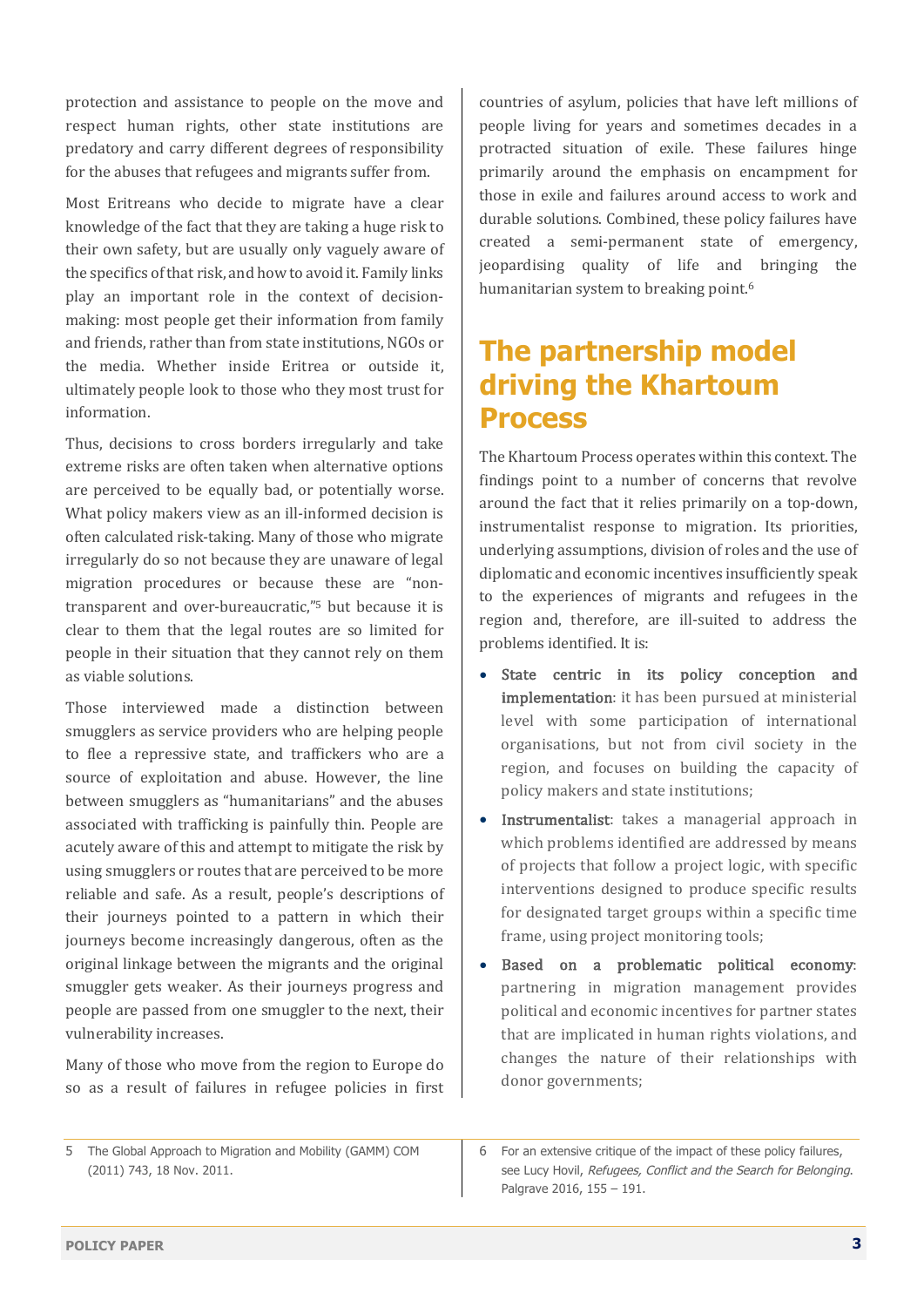protection and assistance to people on the move and respect human rights, other state institutions are predatory and carry different degrees of responsibility for the abuses that refugees and migrants suffer from.

Most Eritreans who decide to migrate have a clear knowledge of the fact that they are taking a huge risk to their own safety, but are usually only vaguely aware of the specifics of that risk, and how to avoid it. Family links play an important role in the context of decision-making: most people get their information from family and friends, rather than from state institutions, NGOs or the media. Whether inside Eritrea or outside it, ultimately people look to those who they most trust for information.

Thus, decisions to cross borders irregularly and take extreme risks are often taken when alternative options are perceived to be equally bad, or potentially worse. What policy makers view as an ill-informed decision is often calculated risk-taking. Many of those who migrate irregularly do so not because they are unaware of legal migration procedures or because these are "non-transparent and over-bureaucratic,"[5] but because it is clear to them that the legal routes are so limited for people in their situation that they cannot rely on them as viable solutions.

Those interviewed made a distinction between smugglers as service providers who are helping people to flee a repressive state, and traffickers who are a source of exploitation and abuse. However, the line between smugglers as "humanitarians" and the abuses associated with trafficking is painfully thin. People are acutely aware of this and attempt to mitigate the risk by using smugglers or routes that are perceived to be more reliable and safe. As a result, people's descriptions of their journeys pointed to a pattern in which their journeys become increasingly dangerous, often as the original linkage between the migrants and the original smuggler gets weaker. As their journeys progress and people are passed from one smuggler to the next, their vulnerability increases.

Many of those who move from the region to Europe do so as a result of failures in refugee policies in first countries of asylum, policies that have left millions of people living for years and sometimes decades in a protracted situation of exile. These failures hinge primarily around the emphasis on encampment for those in exile and failures around access to work and durable solutions. Combined, these policy failures have created a semi-permanent state of emergency, jeopardising quality of life and bringing the humanitarian system to breaking point.[6]

## The partnership model driving the Khartoum Process

The Khartoum Process operates within this context. The findings point to a number of concerns that revolve around the fact that it relies primarily on a top-down, instrumentalist response to migration. Its priorities, underlying assumptions, division of roles and the use of diplomatic and economic incentives insufficiently speak to the experiences of migrants and refugees in the region and, therefore, are ill-suited to address the problems identified. It is:

- **State centric in its policy conception and implementation**: it has been pursued at ministerial level with some participation of international organisations, but not from civil society in the region, and focuses on building the capacity of policy makers and state institutions;
- **Instrumentalist**: takes a managerial approach in which problems identified are addressed by means of projects that follow a project logic, with specific interventions designed to produce specific results for designated target groups within a specific time frame, using project monitoring tools;
- **Based on a problematic political economy**: partnering in migration management provides political and economic incentives for partner states that are implicated in human rights violations, and changes the nature of their relationships with donor governments;

5 The Global Approach to Migration and Mobility (GAMM) COM (2011) 743, 18 Nov. 2011.

6 For an extensive critique of the impact of these policy failures, see Lucy Hovil, *Refugees, Conflict and the Search for Belonging*. Palgrave 2016, 155 – 191.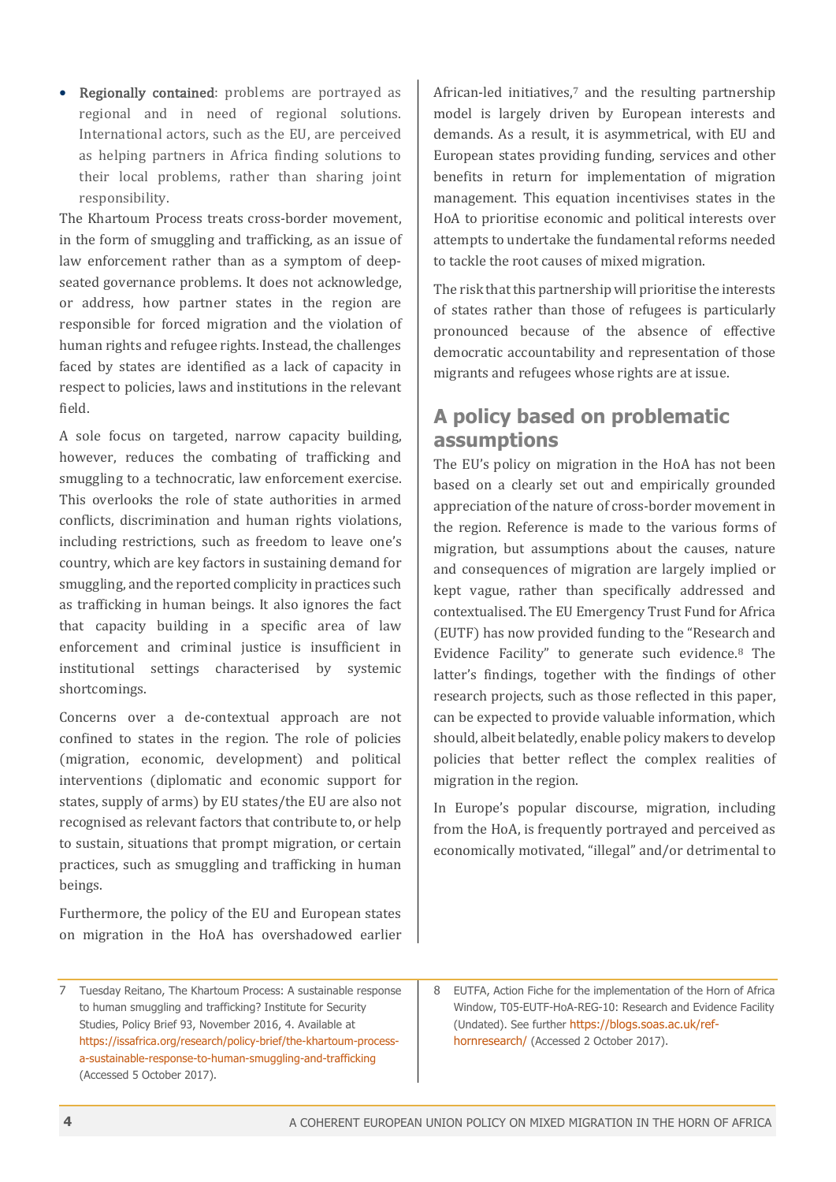- **Regionally contained**: problems are portrayed as regional and in need of regional solutions. International actors, such as the EU, are perceived as helping partners in Africa finding solutions to their local problems, rather than sharing joint responsibility.

The Khartoum Process treats cross-border movement, in the form of smuggling and trafficking, as an issue of law enforcement rather than as a symptom of deep-seated governance problems. It does not acknowledge, or address, how partner states in the region are responsible for forced migration and the violation of human rights and refugee rights. Instead, the challenges faced by states are identified as a lack of capacity in respect to policies, laws and institutions in the relevant field.

A sole focus on targeted, narrow capacity building, however, reduces the combating of trafficking and smuggling to a technocratic, law enforcement exercise. This overlooks the role of state authorities in armed conflicts, discrimination and human rights violations, including restrictions, such as freedom to leave one's country, which are key factors in sustaining demand for smuggling, and the reported complicity in practices such as trafficking in human beings. It also ignores the fact that capacity building in a specific area of law enforcement and criminal justice is insufficient in institutional settings characterised by systemic shortcomings.

Concerns over a de-contextual approach are not confined to states in the region. The role of policies (migration, economic, development) and political interventions (diplomatic and economic support for states, supply of arms) by EU states/the EU are also not recognised as relevant factors that contribute to, or help to sustain, situations that prompt migration, or certain practices, such as smuggling and trafficking in human beings.

Furthermore, the policy of the EU and European states on migration in the HoA has overshadowed earlier African-led initiatives,[7] and the resulting partnership model is largely driven by European interests and demands. As a result, it is asymmetrical, with EU and European states providing funding, services and other benefits in return for implementation of migration management. This equation incentivises states in the HoA to prioritise economic and political interests over attempts to undertake the fundamental reforms needed to tackle the root causes of mixed migration.

The risk that this partnership will prioritise the interests of states rather than those of refugees is particularly pronounced because of the absence of effective democratic accountability and representation of those migrants and refugees whose rights are at issue.

## A policy based on problematic assumptions

The EU's policy on migration in the HoA has not been based on a clearly set out and empirically grounded appreciation of the nature of cross-border movement in the region. Reference is made to the various forms of migration, but assumptions about the causes, nature and consequences of migration are largely implied or kept vague, rather than specifically addressed and contextualised. The EU Emergency Trust Fund for Africa (EUTF) has now provided funding to the "Research and Evidence Facility" to generate such evidence.[8] The latter's findings, together with the findings of other research projects, such as those reflected in this paper, can be expected to provide valuable information, which should, albeit belatedly, enable policy makers to develop policies that better reflect the complex realities of migration in the region.

In Europe's popular discourse, migration, including from the HoA, is frequently portrayed and perceived as economically motivated, "illegal" and/or detrimental to

---

7 Tuesday Reitano, The Khartoum Process: A sustainable response to human smuggling and trafficking? Institute for Security Studies, Policy Brief 93, November 2016, 4. Available at https://issafrica.org/research/policy-brief/the-khartoum-process-a-sustainable-response-to-human-smuggling-and-trafficking (Accessed 5 October 2017).

8 EUTFA, Action Fiche for the implementation of the Horn of Africa Window, T05-EUTF-HoA-REG-10: Research and Evidence Facility (Undated). See further https://blogs.soas.ac.uk/ref-hornresearch/ (Accessed 2 October 2017).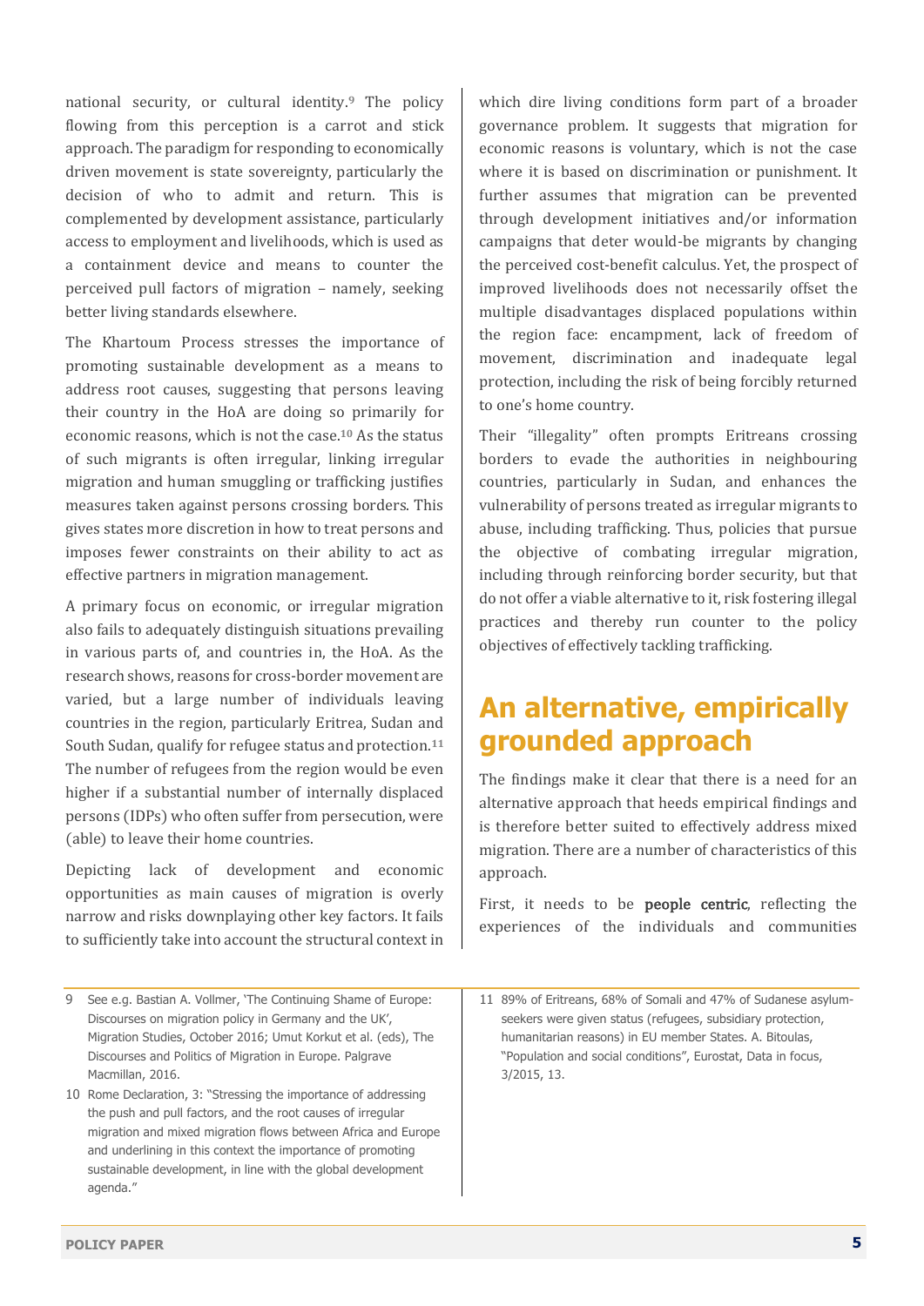national security, or cultural identity.[9] The policy flowing from this perception is a carrot and stick approach. The paradigm for responding to economically driven movement is state sovereignty, particularly the decision of who to admit and return. This is complemented by development assistance, particularly access to employment and livelihoods, which is used as a containment device and means to counter the perceived pull factors of migration – namely, seeking better living standards elsewhere.

The Khartoum Process stresses the importance of promoting sustainable development as a means to address root causes, suggesting that persons leaving their country in the HoA are doing so primarily for economic reasons, which is not the case.[10] As the status of such migrants is often irregular, linking irregular migration and human smuggling or trafficking justifies measures taken against persons crossing borders. This gives states more discretion in how to treat persons and imposes fewer constraints on their ability to act as effective partners in migration management.

A primary focus on economic, or irregular migration also fails to adequately distinguish situations prevailing in various parts of, and countries in, the HoA. As the research shows, reasons for cross-border movement are varied, but a large number of individuals leaving countries in the region, particularly Eritrea, Sudan and South Sudan, qualify for refugee status and protection.[11] The number of refugees from the region would be even higher if a substantial number of internally displaced persons (IDPs) who often suffer from persecution, were (able) to leave their home countries.

Depicting lack of development and economic opportunities as main causes of migration is overly narrow and risks downplaying other key factors. It fails to sufficiently take into account the structural context in which dire living conditions form part of a broader governance problem. It suggests that migration for economic reasons is voluntary, which is not the case where it is based on discrimination or punishment. It further assumes that migration can be prevented through development initiatives and/or information campaigns that deter would-be migrants by changing the perceived cost-benefit calculus. Yet, the prospect of improved livelihoods does not necessarily offset the multiple disadvantages displaced populations within the region face: encampment, lack of freedom of movement, discrimination and inadequate legal protection, including the risk of being forcibly returned to one's home country.

Their "illegality" often prompts Eritreans crossing borders to evade the authorities in neighbouring countries, particularly in Sudan, and enhances the vulnerability of persons treated as irregular migrants to abuse, including trafficking. Thus, policies that pursue the objective of combating irregular migration, including through reinforcing border security, but that do not offer a viable alternative to it, risk fostering illegal practices and thereby run counter to the policy objectives of effectively tackling trafficking.

## An alternative, empirically grounded approach

The findings make it clear that there is a need for an alternative approach that heeds empirical findings and is therefore better suited to effectively address mixed migration. There are a number of characteristics of this approach.

First, it needs to be **people centric**, reflecting the experiences of the individuals and communities

---

9 See e.g. Bastian A. Vollmer, 'The Continuing Shame of Europe: Discourses on migration policy in Germany and the UK', Migration Studies, October 2016; Umut Korkut et al. (eds), The Discourses and Politics of Migration in Europe. Palgrave Macmillan, 2016.

10 Rome Declaration, 3: "Stressing the importance of addressing the push and pull factors, and the root causes of irregular migration and mixed migration flows between Africa and Europe and underlining in this context the importance of promoting sustainable development, in line with the global development agenda."

11 89% of Eritreans, 68% of Somali and 47% of Sudanese asylum-seekers were given status (refugees, subsidiary protection, humanitarian reasons) in EU member States. A. Bitoulas, "Population and social conditions", Eurostat, Data in focus, 3/2015, 13.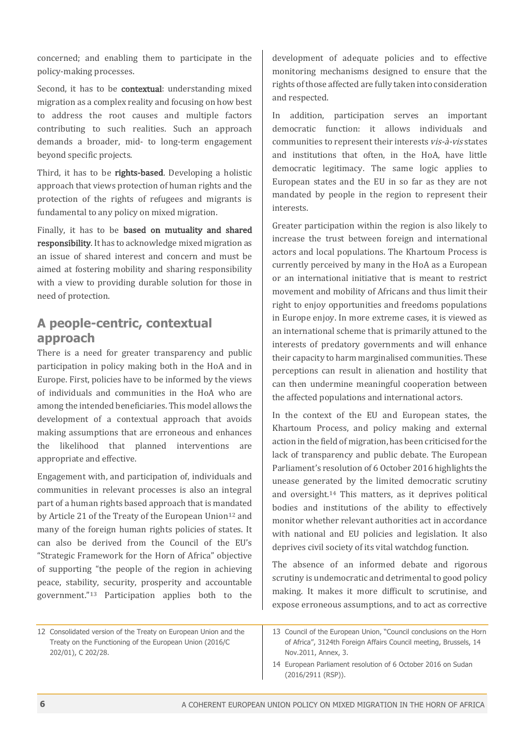concerned; and enabling them to participate in the policy-making processes.

Second, it has to be **contextual**: understanding mixed migration as a complex reality and focusing on how best to address the root causes and multiple factors contributing to such realities. Such an approach demands a broader, mid- to long-term engagement beyond specific projects.

Third, it has to be **rights-based**. Developing a holistic approach that views protection of human rights and the protection of the rights of refugees and migrants is fundamental to any policy on mixed migration.

Finally, it has to be **based on mutuality and shared responsibility**. It has to acknowledge mixed migration as an issue of shared interest and concern and must be aimed at fostering mobility and sharing responsibility with a view to providing durable solution for those in need of protection.

## A people-centric, contextual approach

There is a need for greater transparency and public participation in policy making both in the HoA and in Europe. First, policies have to be informed by the views of individuals and communities in the HoA who are among the intended beneficiaries. This model allows the development of a contextual approach that avoids making assumptions that are erroneous and enhances the likelihood that planned interventions are appropriate and effective.

Engagement with, and participation of, individuals and communities in relevant processes is also an integral part of a human rights based approach that is mandated by Article 21 of the Treaty of the European Union[12] and many of the foreign human rights policies of states. It can also be derived from the Council of the EU's "Strategic Framework for the Horn of Africa" objective of supporting "the people of the region in achieving peace, stability, security, prosperity and accountable government."[13] Participation applies both to the development of adequate policies and to effective monitoring mechanisms designed to ensure that the rights of those affected are fully taken into consideration and respected.

In addition, participation serves an important democratic function: it allows individuals and communities to represent their interests *vis-à-vis* states and institutions that often, in the HoA, have little democratic legitimacy. The same logic applies to European states and the EU in so far as they are not mandated by people in the region to represent their interests.

Greater participation within the region is also likely to increase the trust between foreign and international actors and local populations. The Khartoum Process is currently perceived by many in the HoA as a European or an international initiative that is meant to restrict movement and mobility of Africans and thus limit their right to enjoy opportunities and freedoms populations in Europe enjoy. In more extreme cases, it is viewed as an international scheme that is primarily attuned to the interests of predatory governments and will enhance their capacity to harm marginalised communities. These perceptions can result in alienation and hostility that can then undermine meaningful cooperation between the affected populations and international actors.

In the context of the EU and European states, the Khartoum Process, and policy making and external action in the field of migration, has been criticised for the lack of transparency and public debate. The European Parliament's resolution of 6 October 2016 highlights the unease generated by the limited democratic scrutiny and oversight.[14] This matters, as it deprives political bodies and institutions of the ability to effectively monitor whether relevant authorities act in accordance with national and EU policies and legislation. It also deprives civil society of its vital watchdog function.

The absence of an informed debate and rigorous scrutiny is undemocratic and detrimental to good policy making. It makes it more difficult to scrutinise, and expose erroneous assumptions, and to act as corrective

12 Consolidated version of the Treaty on European Union and the Treaty on the Functioning of the European Union (2016/C 202/01), C 202/28.

13 Council of the European Union, "Council conclusions on the Horn of Africa", 3124th Foreign Affairs Council meeting, Brussels, 14 Nov.2011, Annex, 3.

14 European Parliament resolution of 6 October 2016 on Sudan (2016/2911 (RSP)).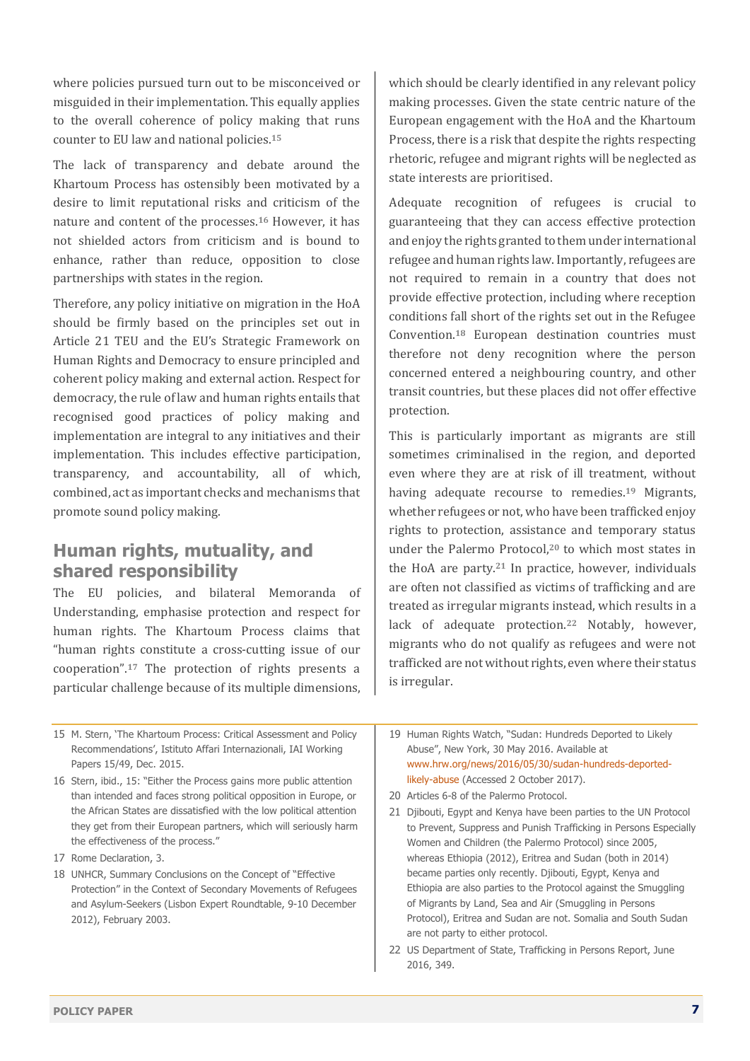where policies pursued turn out to be misconceived or misguided in their implementation. This equally applies to the overall coherence of policy making that runs counter to EU law and national policies.[15]

The lack of transparency and debate around the Khartoum Process has ostensibly been motivated by a desire to limit reputational risks and criticism of the nature and content of the processes.[16] However, it has not shielded actors from criticism and is bound to enhance, rather than reduce, opposition to close partnerships with states in the region.

Therefore, any policy initiative on migration in the HoA should be firmly based on the principles set out in Article 21 TEU and the EU's Strategic Framework on Human Rights and Democracy to ensure principled and coherent policy making and external action. Respect for democracy, the rule of law and human rights entails that recognised good practices of policy making and implementation are integral to any initiatives and their implementation. This includes effective participation, transparency, and accountability, all of which, combined, act as important checks and mechanisms that promote sound policy making.

## Human rights, mutuality, and shared responsibility

The EU policies, and bilateral Memoranda of Understanding, emphasise protection and respect for human rights. The Khartoum Process claims that "human rights constitute a cross-cutting issue of our cooperation".[17] The protection of rights presents a particular challenge because of its multiple dimensions, which should be clearly identified in any relevant policy making processes. Given the state centric nature of the European engagement with the HoA and the Khartoum Process, there is a risk that despite the rights respecting rhetoric, refugee and migrant rights will be neglected as state interests are prioritised.

Adequate recognition of refugees is crucial to guaranteeing that they can access effective protection and enjoy the rights granted to them under international refugee and human rights law. Importantly, refugees are not required to remain in a country that does not provide effective protection, including where reception conditions fall short of the rights set out in the Refugee Convention.[18] European destination countries must therefore not deny recognition where the person concerned entered a neighbouring country, and other transit countries, but these places did not offer effective protection.

This is particularly important as migrants are still sometimes criminalised in the region, and deported even where they are at risk of ill treatment, without having adequate recourse to remedies.[19] Migrants, whether refugees or not, who have been trafficked enjoy rights to protection, assistance and temporary status under the Palermo Protocol,[20] to which most states in the HoA are party.[21] In practice, however, individuals are often not classified as victims of trafficking and are treated as irregular migrants instead, which results in a lack of adequate protection.[22] Notably, however, migrants who do not qualify as refugees and were not trafficked are not without rights, even where their status is irregular.

---

15 M. Stern, 'The Khartoum Process: Critical Assessment and Policy Recommendations', Istituto Affari Internazionali, IAI Working Papers 15/49, Dec. 2015.

16 Stern, ibid., 15: "Either the Process gains more public attention than intended and faces strong political opposition in Europe, or the African States are dissatisfied with the low political attention they get from their European partners, which will seriously harm the effectiveness of the process."

17 Rome Declaration, 3.

18 UNHCR, Summary Conclusions on the Concept of "Effective Protection" in the Context of Secondary Movements of Refugees and Asylum-Seekers (Lisbon Expert Roundtable, 9-10 December 2012), February 2003.

19 Human Rights Watch, "Sudan: Hundreds Deported to Likely Abuse", New York, 30 May 2016. Available at www.hrw.org/news/2016/05/30/sudan-hundreds-deported-likely-abuse (Accessed 2 October 2017).

20 Articles 6-8 of the Palermo Protocol.

21 Djibouti, Egypt and Kenya have been parties to the UN Protocol to Prevent, Suppress and Punish Trafficking in Persons Especially Women and Children (the Palermo Protocol) since 2005, whereas Ethiopia (2012), Eritrea and Sudan (both in 2014) became parties only recently. Djibouti, Egypt, Kenya and Ethiopia are also parties to the Protocol against the Smuggling of Migrants by Land, Sea and Air (Smuggling in Persons Protocol), Eritrea and Sudan are not. Somalia and South Sudan are not party to either protocol.

22 US Department of State, Trafficking in Persons Report, June 2016, 349.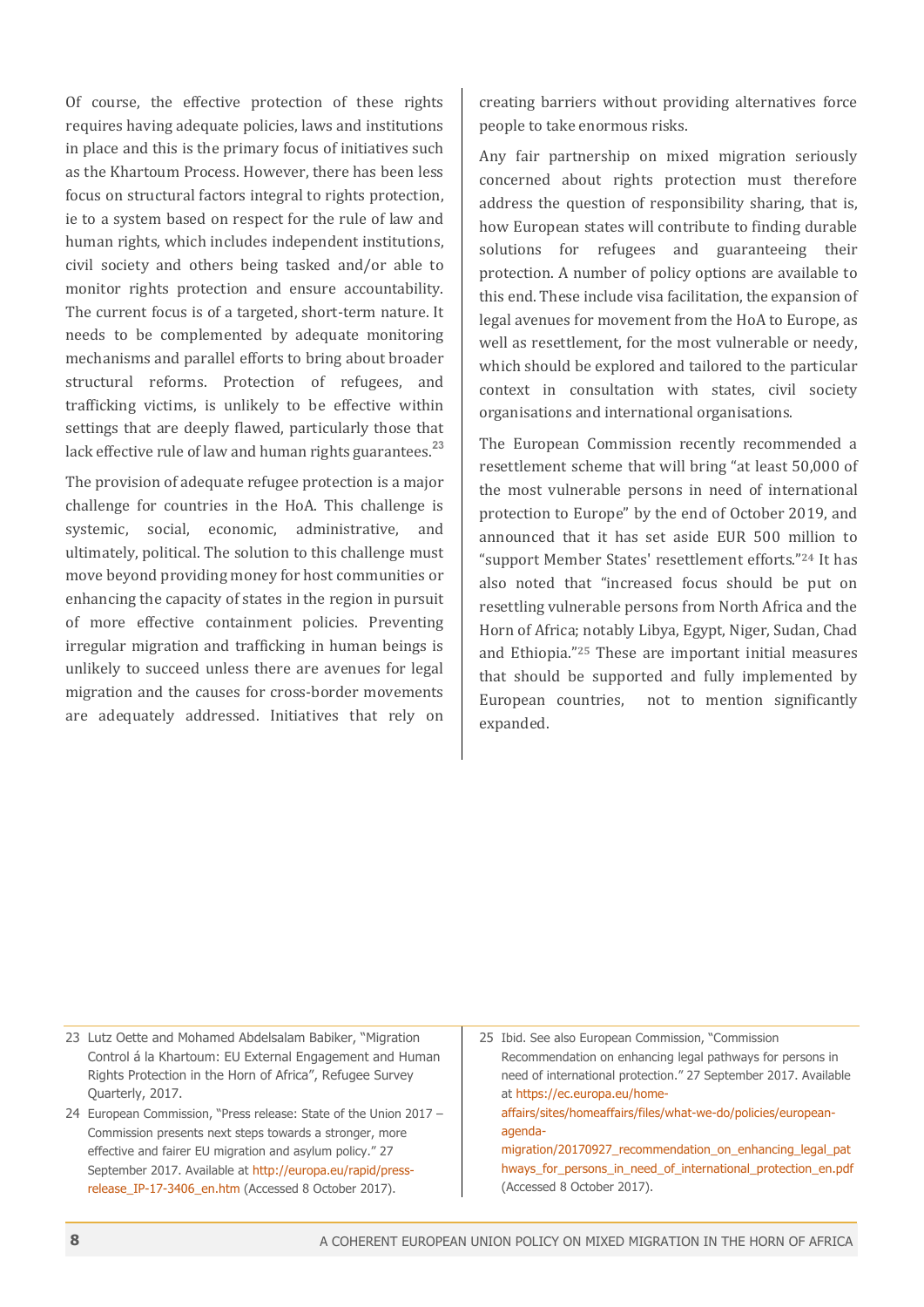Of course, the effective protection of these rights requires having adequate policies, laws and institutions in place and this is the primary focus of initiatives such as the Khartoum Process. However, there has been less focus on structural factors integral to rights protection, ie to a system based on respect for the rule of law and human rights, which includes independent institutions, civil society and others being tasked and/or able to monitor rights protection and ensure accountability. The current focus is of a targeted, short-term nature. It needs to be complemented by adequate monitoring mechanisms and parallel efforts to bring about broader structural reforms. Protection of refugees, and trafficking victims, is unlikely to be effective within settings that are deeply flawed, particularly those that lack effective rule of law and human rights guarantees.[23]

The provision of adequate refugee protection is a major challenge for countries in the HoA. This challenge is systemic, social, economic, administrative, and ultimately, political. The solution to this challenge must move beyond providing money for host communities or enhancing the capacity of states in the region in pursuit of more effective containment policies. Preventing irregular migration and trafficking in human beings is unlikely to succeed unless there are avenues for legal migration and the causes for cross-border movements are adequately addressed. Initiatives that rely on creating barriers without providing alternatives force people to take enormous risks.

Any fair partnership on mixed migration seriously concerned about rights protection must therefore address the question of responsibility sharing, that is, how European states will contribute to finding durable solutions for refugees and guaranteeing their protection. A number of policy options are available to this end. These include visa facilitation, the expansion of legal avenues for movement from the HoA to Europe, as well as resettlement, for the most vulnerable or needy, which should be explored and tailored to the particular context in consultation with states, civil society organisations and international organisations.

The European Commission recently recommended a resettlement scheme that will bring "at least 50,000 of the most vulnerable persons in need of international protection to Europe" by the end of October 2019, and announced that it has set aside EUR 500 million to "support Member States' resettlement efforts."[24] It has also noted that "increased focus should be put on resettling vulnerable persons from North Africa and the Horn of Africa; notably Libya, Egypt, Niger, Sudan, Chad and Ethiopia."[25] These are important initial measures that should be supported and fully implemented by European countries, not to mention significantly expanded.

---

23 Lutz Oette and Mohamed Abdelsalam Babiker, "Migration Control á la Khartoum: EU External Engagement and Human Rights Protection in the Horn of Africa", Refugee Survey Quarterly, 2017.

24 European Commission, "Press release: State of the Union 2017 – Commission presents next steps towards a stronger, more effective and fairer EU migration and asylum policy." 27 September 2017. Available at http://europa.eu/rapid/press-release_IP-17-3406_en.htm (Accessed 8 October 2017).

25 Ibid. See also European Commission, "Commission Recommendation on enhancing legal pathways for persons in need of international protection." 27 September 2017. Available at https://ec.europa.eu/home-affairs/sites/homeaffairs/files/what-we-do/policies/european-agenda-migration/20170927_recommendation_on_enhancing_legal_pathways_for_persons_in_need_of_international_protection_en.pdf (Accessed 8 October 2017).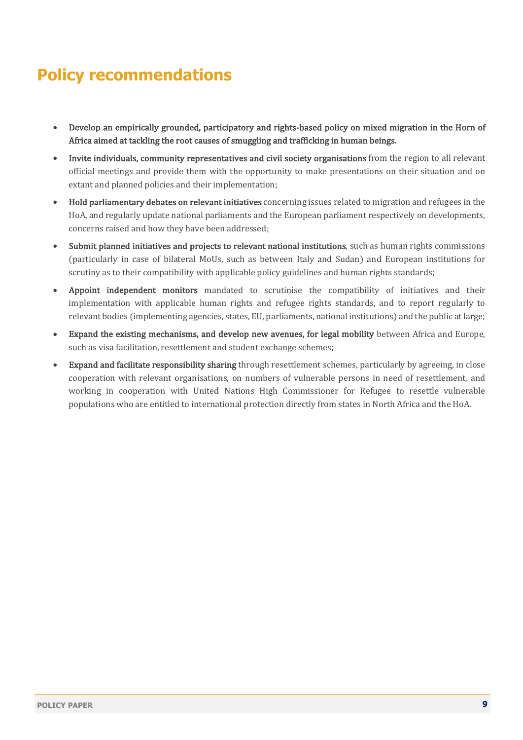# Policy recommendations

- **Develop an empirically grounded, participatory and rights-based policy on mixed migration in the Horn of Africa aimed at tackling the root causes of smuggling and trafficking in human beings.**
- **Invite individuals, community representatives and civil society organisations** from the region to all relevant official meetings and provide them with the opportunity to make presentations on their situation and on extant and planned policies and their implementation;
- **Hold parliamentary debates on relevant initiatives** concerning issues related to migration and refugees in the HoA, and regularly update national parliaments and the European parliament respectively on developments, concerns raised and how they have been addressed;
- **Submit planned initiatives and projects to relevant national institutions**, such as human rights commissions (particularly in case of bilateral MoUs, such as between Italy and Sudan) and European institutions for scrutiny as to their compatibility with applicable policy guidelines and human rights standards;
- **Appoint independent monitors** mandated to scrutinise the compatibility of initiatives and their implementation with applicable human rights and refugee rights standards, and to report regularly to relevant bodies (implementing agencies, states, EU, parliaments, national institutions) and the public at large;
- **Expand the existing mechanisms, and develop new avenues, for legal mobility** between Africa and Europe, such as visa facilitation, resettlement and student exchange schemes;
- **Expand and facilitate responsibility sharing** through resettlement schemes, particularly by agreeing, in close cooperation with relevant organisations, on numbers of vulnerable persons in need of resettlement, and working in cooperation with United Nations High Commissioner for Refugee to resettle vulnerable populations who are entitled to international protection directly from states in North Africa and the HoA.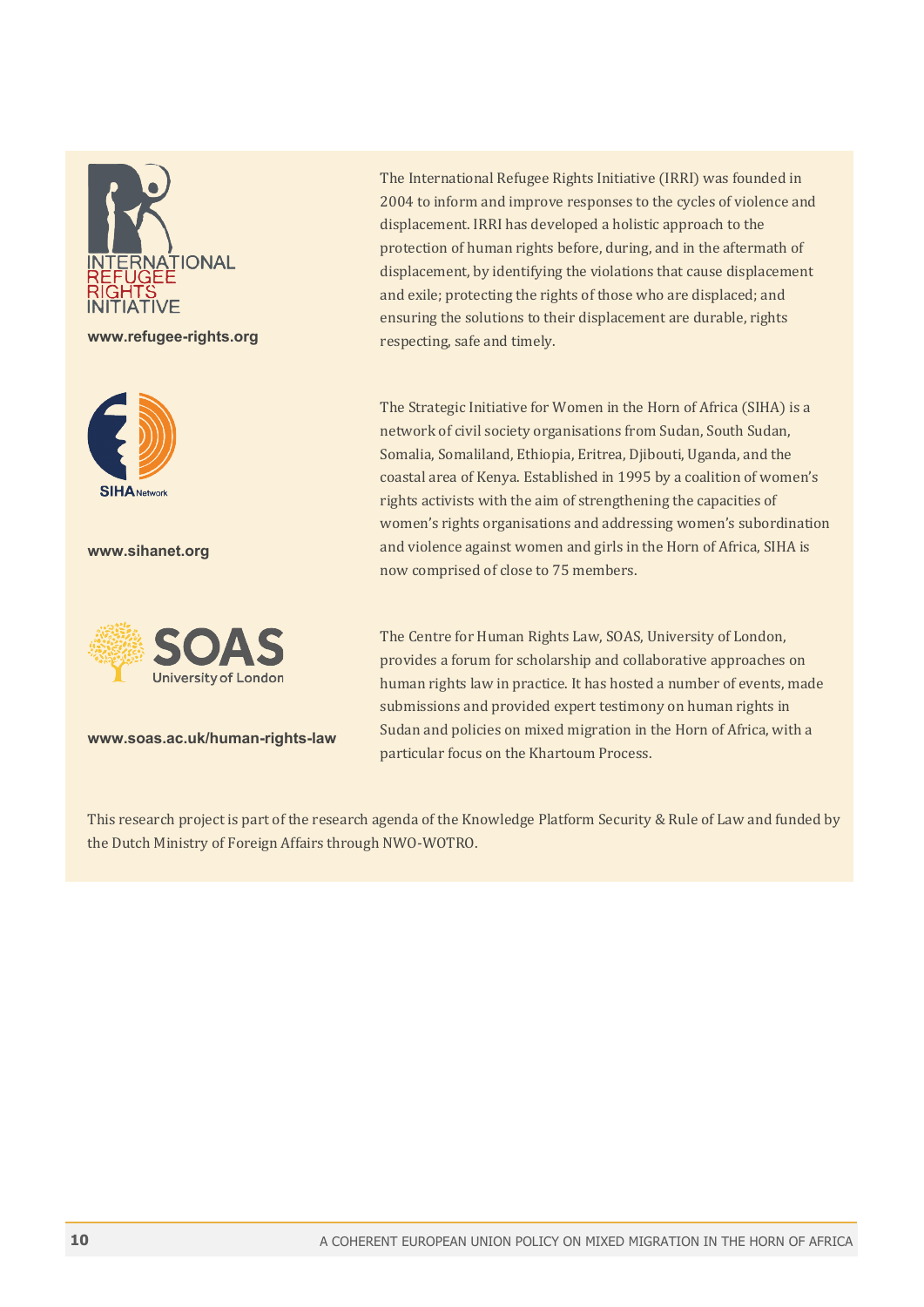INTERNATIONAL REFUGEE RIGHTS INITIATIVE

www.refugee-rights.org

The International Refugee Rights Initiative (IRRI) was founded in 2004 to inform and improve responses to the cycles of violence and displacement. IRRI has developed a holistic approach to the protection of human rights before, during, and in the aftermath of displacement, by identifying the violations that cause displacement and exile; protecting the rights of those who are displaced; and ensuring the solutions to their displacement are durable, rights respecting, safe and timely.

SIHA Network

www.sihanet.org

The Strategic Initiative for Women in the Horn of Africa (SIHA) is a network of civil society organisations from Sudan, South Sudan, Somalia, Somaliland, Ethiopia, Eritrea, Djibouti, Uganda, and the coastal area of Kenya. Established in 1995 by a coalition of women's rights activists with the aim of strengthening the capacities of women's rights organisations and addressing women's subordination and violence against women and girls in the Horn of Africa, SIHA is now comprised of close to 75 members.

SOAS University of London

www.soas.ac.uk/human-rights-law

The Centre for Human Rights Law, SOAS, University of London, provides a forum for scholarship and collaborative approaches on human rights law in practice. It has hosted a number of events, made submissions and provided expert testimony on human rights in Sudan and policies on mixed migration in the Horn of Africa, with a particular focus on the Khartoum Process.

This research project is part of the research agenda of the Knowledge Platform Security & Rule of Law and funded by the Dutch Ministry of Foreign Affairs through NWO-WOTRO.